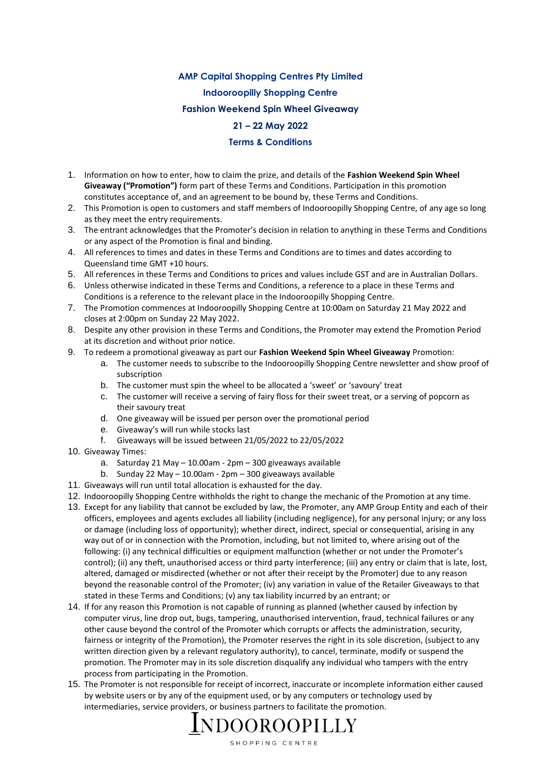# AMP Capital Shopping Centres Pty Limited

## Indooroopilly Shopping Centre

## Fashion Weekend Spin Wheel Giveaway

## 21 – 22 May 2022

## Terms & Conditions

1. Information on how to enter, how to claim the prize, and details of the **Fashion Weekend Spin Wheel Giveaway ("Promotion")** form part of these Terms and Conditions. Participation in this promotion constitutes acceptance of, and an agreement to be bound by, these Terms and Conditions.
2. This Promotion is open to customers and staff members of Indooroopilly Shopping Centre, of any age so long as they meet the entry requirements.
3. The entrant acknowledges that the Promoter's decision in relation to anything in these Terms and Conditions or any aspect of the Promotion is final and binding.
4. All references to times and dates in these Terms and Conditions are to times and dates according to Queensland time GMT +10 hours.
5. All references in these Terms and Conditions to prices and values include GST and are in Australian Dollars.
6. Unless otherwise indicated in these Terms and Conditions, a reference to a place in these Terms and Conditions is a reference to the relevant place in the Indooroopilly Shopping Centre.
7. The Promotion commences at Indooroopilly Shopping Centre at 10:00am on Saturday 21 May 2022 and closes at 2:00pm on Sunday 22 May 2022.
8. Despite any other provision in these Terms and Conditions, the Promoter may extend the Promotion Period at its discretion and without prior notice.
9. To redeem a promotional giveaway as part our **Fashion Weekend Spin Wheel Giveaway** Promotion:
   a. The customer needs to subscribe to the Indooroopilly Shopping Centre newsletter and show proof of subscription
   b. The customer must spin the wheel to be allocated a 'sweet' or 'savoury' treat
   c. The customer will receive a serving of fairy floss for their sweet treat, or a serving of popcorn as their savoury treat
   d. One giveaway will be issued per person over the promotional period
   e. Giveaway's will run while stocks last
   f. Giveaways will be issued between 21/05/2022 to 22/05/2022
10. Giveaway Times:
    a. Saturday 21 May – 10.00am - 2pm – 300 giveaways available
    b. Sunday 22 May – 10.00am - 2pm – 300 giveaways available
11. Giveaways will run until total allocation is exhausted for the day.
12. Indooroopilly Shopping Centre withholds the right to change the mechanic of the Promotion at any time.
13. Except for any liability that cannot be excluded by law, the Promoter, any AMP Group Entity and each of their officers, employees and agents excludes all liability (including negligence), for any personal injury; or any loss or damage (including loss of opportunity); whether direct, indirect, special or consequential, arising in any way out of or in connection with the Promotion, including, but not limited to, where arising out of the following: (i) any technical difficulties or equipment malfunction (whether or not under the Promoter's control); (ii) any theft, unauthorised access or third party interference; (iii) any entry or claim that is late, lost, altered, damaged or misdirected (whether or not after their receipt by the Promoter) due to any reason beyond the reasonable control of the Promoter; (iv) any variation in value of the Retailer Giveaways to that stated in these Terms and Conditions; (v) any tax liability incurred by an entrant; or
14. If for any reason this Promotion is not capable of running as planned (whether caused by infection by computer virus, line drop out, bugs, tampering, unauthorised intervention, fraud, technical failures or any other cause beyond the control of the Promoter which corrupts or affects the administration, security, fairness or integrity of the Promotion), the Promoter reserves the right in its sole discretion, (subject to any written direction given by a relevant regulatory authority), to cancel, terminate, modify or suspend the promotion. The Promoter may in its sole discretion disqualify any individual who tampers with the entry process from participating in the Promotion.
15. The Promoter is not responsible for receipt of incorrect, inaccurate or incomplete information either caused by website users or by any of the equipment used, or by any computers or technology used by intermediaries, service providers, or business partners to facilitate the promotion.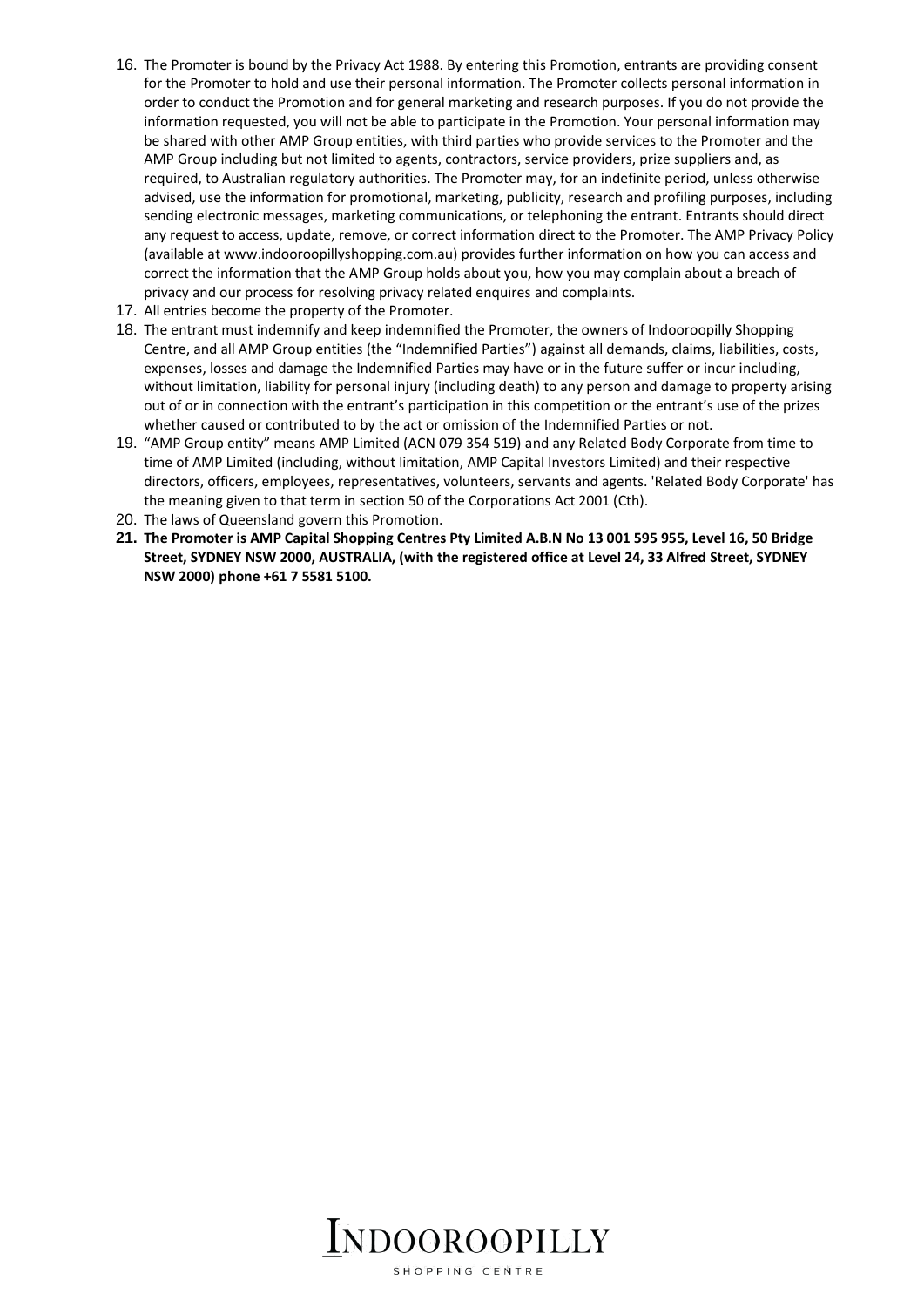16. The Promoter is bound by the Privacy Act 1988. By entering this Promotion, entrants are providing consent for the Promoter to hold and use their personal information. The Promoter collects personal information in order to conduct the Promotion and for general marketing and research purposes. If you do not provide the information requested, you will not be able to participate in the Promotion. Your personal information may be shared with other AMP Group entities, with third parties who provide services to the Promoter and the AMP Group including but not limited to agents, contractors, service providers, prize suppliers and, as required, to Australian regulatory authorities. The Promoter may, for an indefinite period, unless otherwise advised, use the information for promotional, marketing, publicity, research and profiling purposes, including sending electronic messages, marketing communications, or telephoning the entrant. Entrants should direct any request to access, update, remove, or correct information direct to the Promoter. The AMP Privacy Policy (available at www.indooroopillyshopping.com.au) provides further information on how you can access and correct the information that the AMP Group holds about you, how you may complain about a breach of privacy and our process for resolving privacy related enquires and complaints.
17. All entries become the property of the Promoter.
18. The entrant must indemnify and keep indemnified the Promoter, the owners of Indooroopilly Shopping Centre, and all AMP Group entities (the "Indemnified Parties") against all demands, claims, liabilities, costs, expenses, losses and damage the Indemnified Parties may have or in the future suffer or incur including, without limitation, liability for personal injury (including death) to any person and damage to property arising out of or in connection with the entrant's participation in this competition or the entrant's use of the prizes whether caused or contributed to by the act or omission of the Indemnified Parties or not.
19. "AMP Group entity" means AMP Limited (ACN 079 354 519) and any Related Body Corporate from time to time of AMP Limited (including, without limitation, AMP Capital Investors Limited) and their respective directors, officers, employees, representatives, volunteers, servants and agents. 'Related Body Corporate' has the meaning given to that term in section 50 of the Corporations Act 2001 (Cth).
20. The laws of Queensland govern this Promotion.
21. **The Promoter is AMP Capital Shopping Centres Pty Limited A.B.N No 13 001 595 955, Level 16, 50 Bridge Street, SYDNEY NSW 2000, AUSTRALIA, (with the registered office at Level 24, 33 Alfred Street, SYDNEY NSW 2000) phone +61 7 5581 5100.**

INDOOROOPILLY
SHOPPING CENTRE